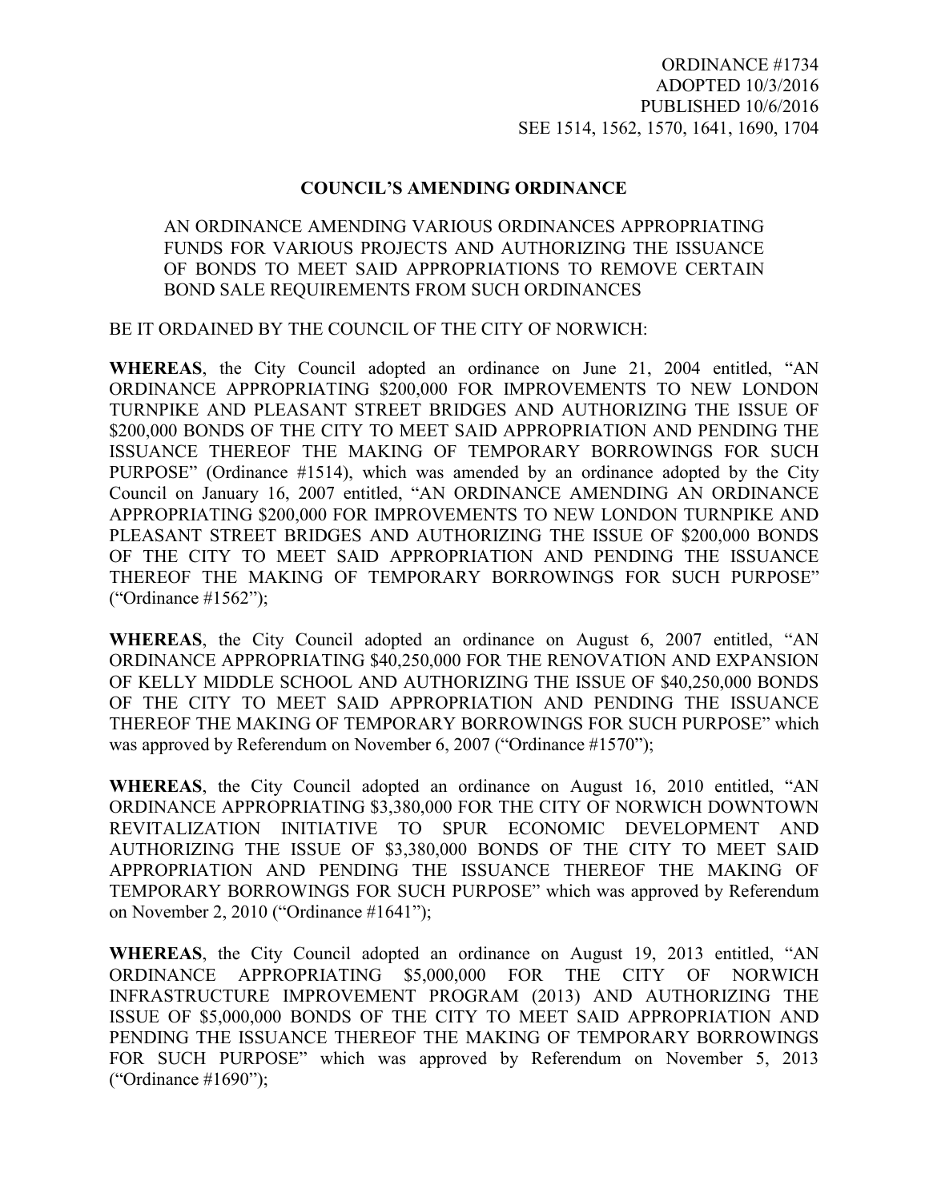ORDINANCE #1734
ADOPTED 10/3/2016
PUBLISHED 10/6/2016
SEE 1514, 1562, 1570, 1641, 1690, 1704

**COUNCIL'S AMENDING ORDINANCE**

AN ORDINANCE AMENDING VARIOUS ORDINANCES APPROPRIATING FUNDS FOR VARIOUS PROJECTS AND AUTHORIZING THE ISSUANCE OF BONDS TO MEET SAID APPROPRIATIONS TO REMOVE CERTAIN BOND SALE REQUIREMENTS FROM SUCH ORDINANCES

BE IT ORDAINED BY THE COUNCIL OF THE CITY OF NORWICH:

**WHEREAS**, the City Council adopted an ordinance on June 21, 2004 entitled, "AN ORDINANCE APPROPRIATING $200,000 FOR IMPROVEMENTS TO NEW LONDON TURNPIKE AND PLEASANT STREET BRIDGES AND AUTHORIZING THE ISSUE OF $200,000 BONDS OF THE CITY TO MEET SAID APPROPRIATION AND PENDING THE ISSUANCE THEREOF THE MAKING OF TEMPORARY BORROWINGS FOR SUCH PURPOSE" (Ordinance #1514), which was amended by an ordinance adopted by the City Council on January 16, 2007 entitled, "AN ORDINANCE AMENDING AN ORDINANCE APPROPRIATING $200,000 FOR IMPROVEMENTS TO NEW LONDON TURNPIKE AND PLEASANT STREET BRIDGES AND AUTHORIZING THE ISSUE OF $200,000 BONDS OF THE CITY TO MEET SAID APPROPRIATION AND PENDING THE ISSUANCE THEREOF THE MAKING OF TEMPORARY BORROWINGS FOR SUCH PURPOSE" ("Ordinance #1562");

**WHEREAS**, the City Council adopted an ordinance on August 6, 2007 entitled, "AN ORDINANCE APPROPRIATING $40,250,000 FOR THE RENOVATION AND EXPANSION OF KELLY MIDDLE SCHOOL AND AUTHORIZING THE ISSUE OF $40,250,000 BONDS OF THE CITY TO MEET SAID APPROPRIATION AND PENDING THE ISSUANCE THEREOF THE MAKING OF TEMPORARY BORROWINGS FOR SUCH PURPOSE" which was approved by Referendum on November 6, 2007 ("Ordinance #1570");

**WHEREAS**, the City Council adopted an ordinance on August 16, 2010 entitled, "AN ORDINANCE APPROPRIATING $3,380,000 FOR THE CITY OF NORWICH DOWNTOWN REVITALIZATION INITIATIVE TO SPUR ECONOMIC DEVELOPMENT AND AUTHORIZING THE ISSUE OF $3,380,000 BONDS OF THE CITY TO MEET SAID APPROPRIATION AND PENDING THE ISSUANCE THEREOF THE MAKING OF TEMPORARY BORROWINGS FOR SUCH PURPOSE" which was approved by Referendum on November 2, 2010 ("Ordinance #1641");

**WHEREAS**, the City Council adopted an ordinance on August 19, 2013 entitled, "AN ORDINANCE APPROPRIATING $5,000,000 FOR THE CITY OF NORWICH INFRASTRUCTURE IMPROVEMENT PROGRAM (2013) AND AUTHORIZING THE ISSUE OF $5,000,000 BONDS OF THE CITY TO MEET SAID APPROPRIATION AND PENDING THE ISSUANCE THEREOF THE MAKING OF TEMPORARY BORROWINGS FOR SUCH PURPOSE" which was approved by Referendum on November 5, 2013 ("Ordinance #1690");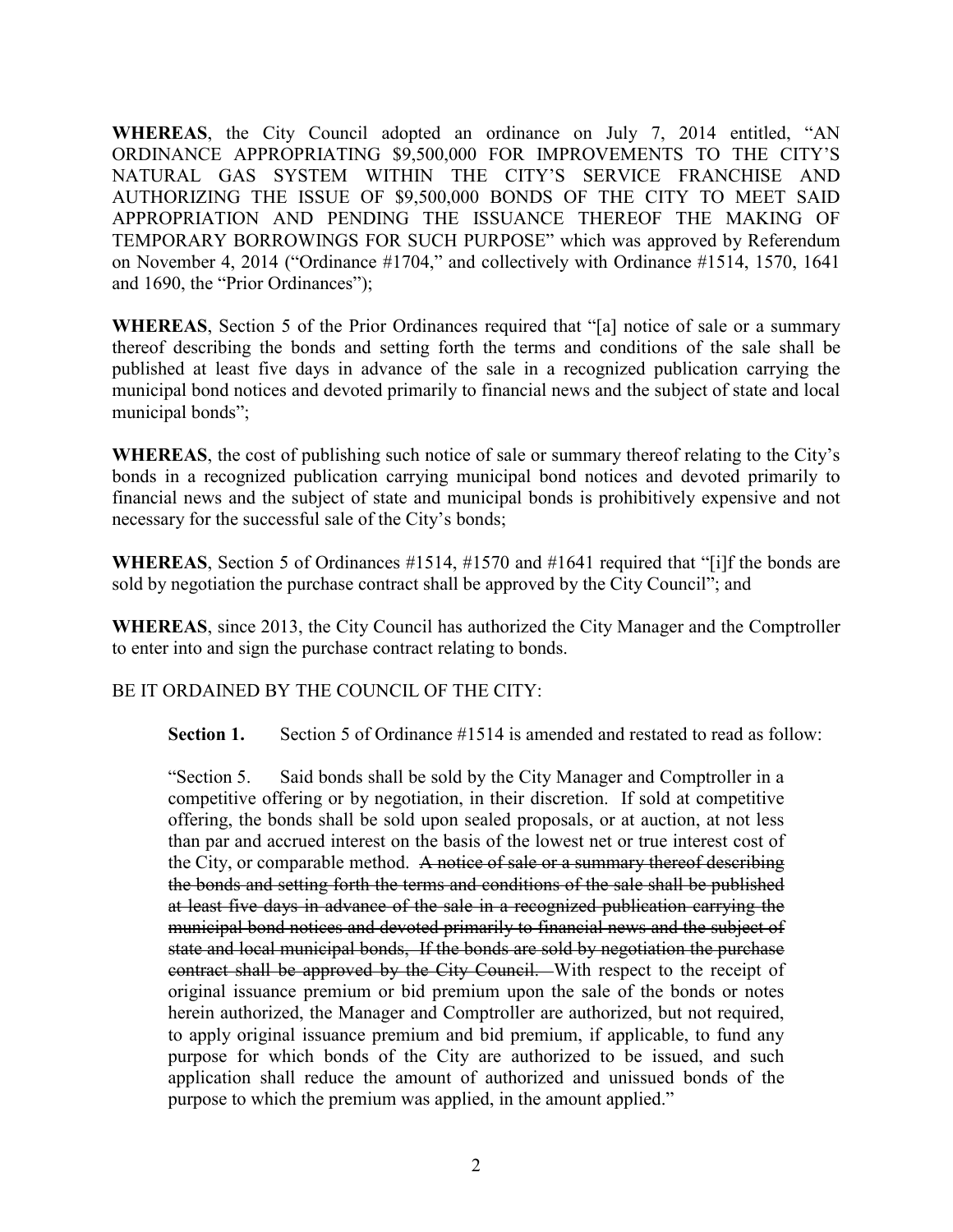**WHEREAS**, the City Council adopted an ordinance on July 7, 2014 entitled, "AN ORDINANCE APPROPRIATING $9,500,000 FOR IMPROVEMENTS TO THE CITY'S NATURAL GAS SYSTEM WITHIN THE CITY'S SERVICE FRANCHISE AND AUTHORIZING THE ISSUE OF $9,500,000 BONDS OF THE CITY TO MEET SAID APPROPRIATION AND PENDING THE ISSUANCE THEREOF THE MAKING OF TEMPORARY BORROWINGS FOR SUCH PURPOSE" which was approved by Referendum on November 4, 2014 ("Ordinance #1704," and collectively with Ordinance #1514, 1570, 1641 and 1690, the "Prior Ordinances");

**WHEREAS**, Section 5 of the Prior Ordinances required that "[a] notice of sale or a summary thereof describing the bonds and setting forth the terms and conditions of the sale shall be published at least five days in advance of the sale in a recognized publication carrying the municipal bond notices and devoted primarily to financial news and the subject of state and local municipal bonds";

**WHEREAS**, the cost of publishing such notice of sale or summary thereof relating to the City's bonds in a recognized publication carrying municipal bond notices and devoted primarily to financial news and the subject of state and municipal bonds is prohibitively expensive and not necessary for the successful sale of the City's bonds;

**WHEREAS**, Section 5 of Ordinances #1514, #1570 and #1641 required that "[i]f the bonds are sold by negotiation the purchase contract shall be approved by the City Council"; and

**WHEREAS**, since 2013, the City Council has authorized the City Manager and the Comptroller to enter into and sign the purchase contract relating to bonds.

BE IT ORDAINED BY THE COUNCIL OF THE CITY:

**Section 1.** Section 5 of Ordinance #1514 is amended and restated to read as follow:

> "Section 5. Said bonds shall be sold by the City Manager and Comptroller in a competitive offering or by negotiation, in their discretion. If sold at competitive offering, the bonds shall be sold upon sealed proposals, or at auction, at not less than par and accrued interest on the basis of the lowest net or true interest cost of the City, or comparable method. ~~A notice of sale or a summary thereof describing the bonds and setting forth the terms and conditions of the sale shall be published at least five days in advance of the sale in a recognized publication carrying the municipal bond notices and devoted primarily to financial news and the subject of state and local municipal bonds, If the bonds are sold by negotiation the purchase contract shall be approved by the City Council.~~ With respect to the receipt of original issuance premium or bid premium upon the sale of the bonds or notes herein authorized, the Manager and Comptroller are authorized, but not required, to apply original issuance premium and bid premium, if applicable, to fund any purpose for which bonds of the City are authorized to be issued, and such application shall reduce the amount of authorized and unissued bonds of the purpose to which the premium was applied, in the amount applied."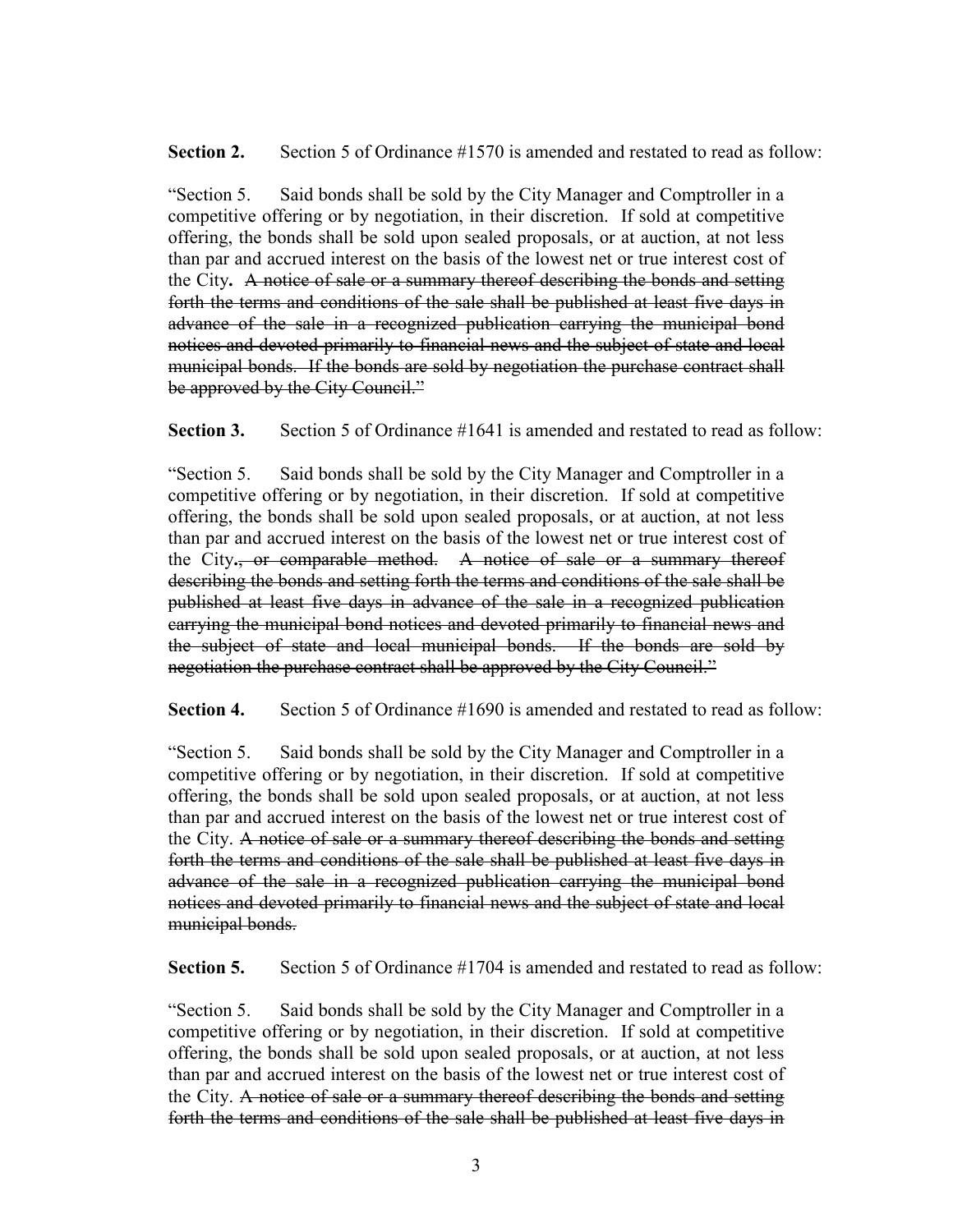**Section 2.** Section 5 of Ordinance #1570 is amended and restated to read as follow:

"Section 5. Said bonds shall be sold by the City Manager and Comptroller in a competitive offering or by negotiation, in their discretion. If sold at competitive offering, the bonds shall be sold upon sealed proposals, or at auction, at not less than par and accrued interest on the basis of the lowest net or true interest cost of the City**.** ~~A notice of sale or a summary thereof describing the bonds and setting forth the terms and conditions of the sale shall be published at least five days in advance of the sale in a recognized publication carrying the municipal bond notices and devoted primarily to financial news and the subject of state and local municipal bonds. If the bonds are sold by negotiation the purchase contract shall be approved by the City Council."~~

**Section 3.** Section 5 of Ordinance #1641 is amended and restated to read as follow:

"Section 5. Said bonds shall be sold by the City Manager and Comptroller in a competitive offering or by negotiation, in their discretion. If sold at competitive offering, the bonds shall be sold upon sealed proposals, or at auction, at not less than par and accrued interest on the basis of the lowest net or true interest cost of the City**.**~~, or comparable method.~~ ~~A notice of sale or a summary thereof describing the bonds and setting forth the terms and conditions of the sale shall be published at least five days in advance of the sale in a recognized publication carrying the municipal bond notices and devoted primarily to financial news and the subject of state and local municipal bonds. If the bonds are sold by negotiation the purchase contract shall be approved by the City Council."~~

**Section 4.** Section 5 of Ordinance #1690 is amended and restated to read as follow:

"Section 5. Said bonds shall be sold by the City Manager and Comptroller in a competitive offering or by negotiation, in their discretion. If sold at competitive offering, the bonds shall be sold upon sealed proposals, or at auction, at not less than par and accrued interest on the basis of the lowest net or true interest cost of the City. ~~A notice of sale or a summary thereof describing the bonds and setting forth the terms and conditions of the sale shall be published at least five days in advance of the sale in a recognized publication carrying the municipal bond notices and devoted primarily to financial news and the subject of state and local municipal bonds.~~

**Section 5.** Section 5 of Ordinance #1704 is amended and restated to read as follow:

"Section 5. Said bonds shall be sold by the City Manager and Comptroller in a competitive offering or by negotiation, in their discretion. If sold at competitive offering, the bonds shall be sold upon sealed proposals, or at auction, at not less than par and accrued interest on the basis of the lowest net or true interest cost of the City. ~~A notice of sale or a summary thereof describing the bonds and setting forth the terms and conditions of the sale shall be published at least five days in~~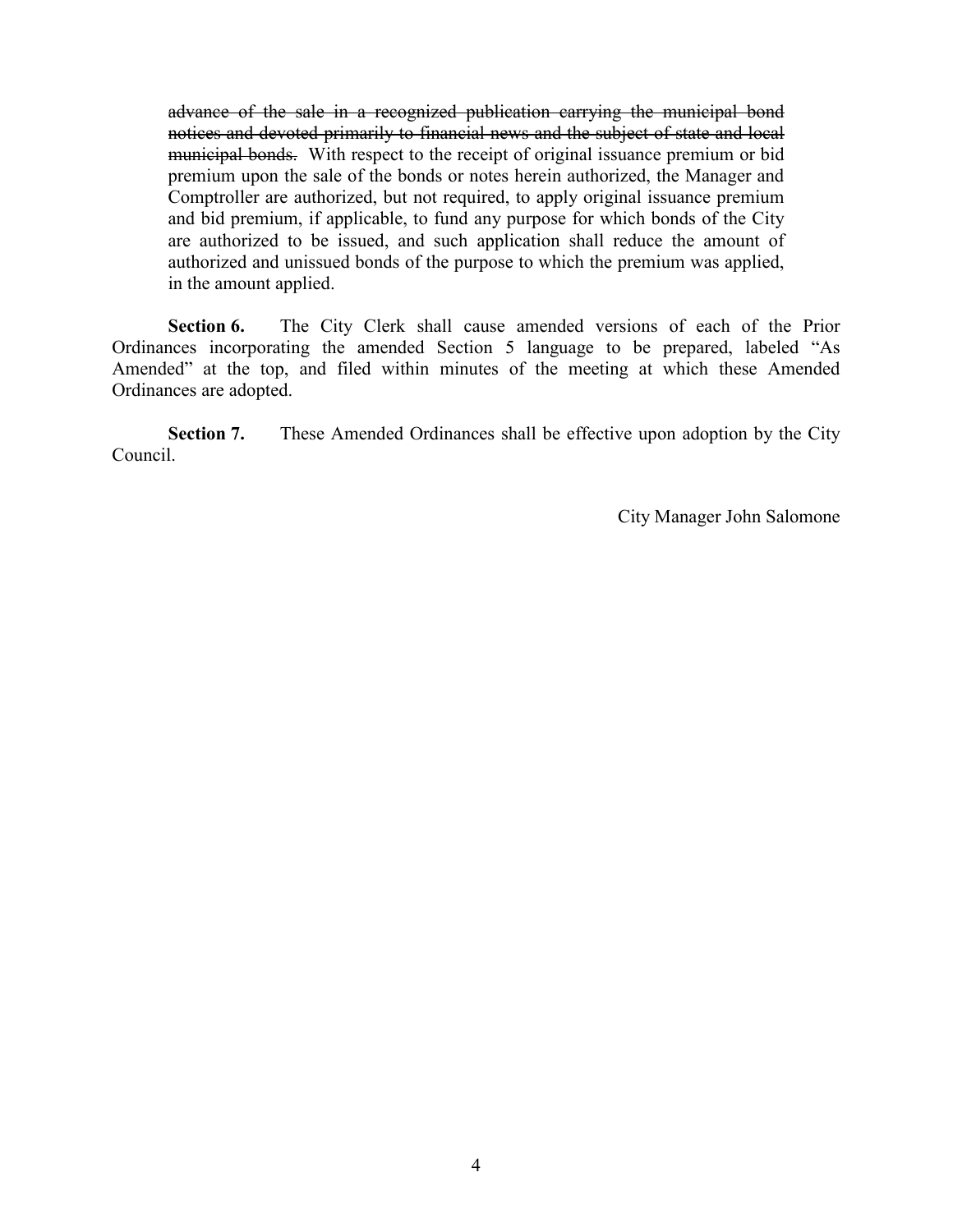> ~~advance of the sale in a recognized publication carrying the municipal bond notices and devoted primarily to financial news and the subject of state and local municipal bonds.~~ With respect to the receipt of original issuance premium or bid premium upon the sale of the bonds or notes herein authorized, the Manager and Comptroller are authorized, but not required, to apply original issuance premium and bid premium, if applicable, to fund any purpose for which bonds of the City are authorized to be issued, and such application shall reduce the amount of authorized and unissued bonds of the purpose to which the premium was applied, in the amount applied.

**Section 6.** The City Clerk shall cause amended versions of each of the Prior Ordinances incorporating the amended Section 5 language to be prepared, labeled "As Amended" at the top, and filed within minutes of the meeting at which these Amended Ordinances are adopted.

**Section 7.** These Amended Ordinances shall be effective upon adoption by the City Council.

City Manager John Salomone